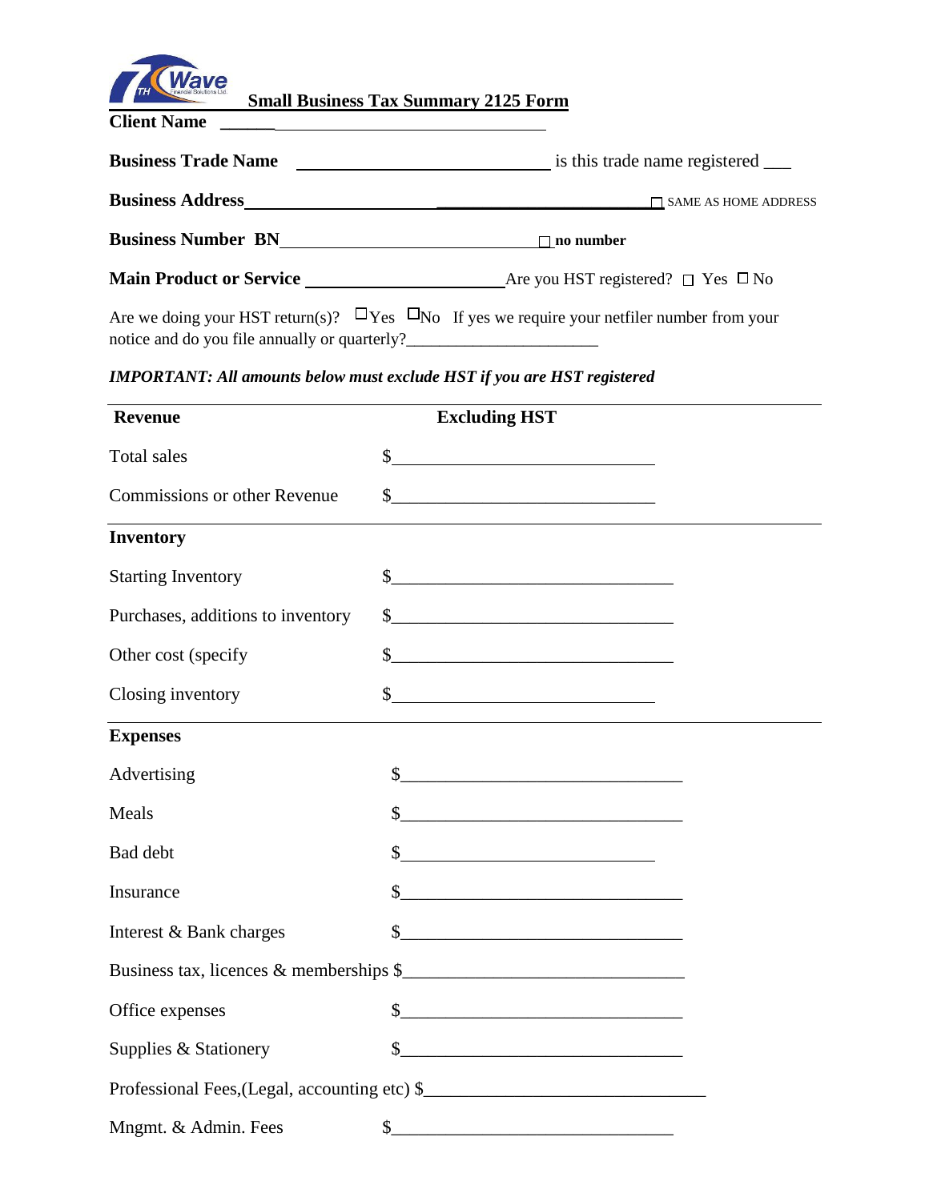# Small Business Tax Summary 2125 Form

**Client Name** ______________________________________

**Business Trade Name** ____________________________ is this trade name registered ___

**Business Address**____________________________________________ ☐ SAME AS HOME ADDRESS

**Business Number BN**___________________________ ☐ **no number**

**Main Product or Service** ______________________ Are you HST registered? ☐ Yes ☐ No

Are we doing your HST return(s)? ☐Yes ☐No If yes we require your netfiler number from your notice and do you file annually or quarterly?______________________

***IMPORTANT: All amounts below must exclude HST if you are HST registered***

| **Revenue** | **Excluding HST** |
|---|---|
| Total sales | $____________________________ |
| Commissions or other Revenue | $____________________________ |

| **Inventory** | |
|---|---|
| Starting Inventory | $______________________________ |
| Purchases, additions to inventory | $______________________________ |
| Other cost (specify | $______________________________ |
| Closing inventory | $____________________________ |

| **Expenses** | |
|---|---|
| Advertising | $______________________________ |
| Meals | $______________________________ |
| Bad debt | $____________________________ |
| Insurance | $______________________________ |
| Interest & Bank charges | $______________________________ |
| Business tax, licences & memberships | $______________________________ |
| Office expenses | $______________________________ |
| Supplies & Stationery | $______________________________ |
| Professional Fees,(Legal, accounting etc) | $______________________________ |
| Mngmt. & Admin. Fees | $______________________________ |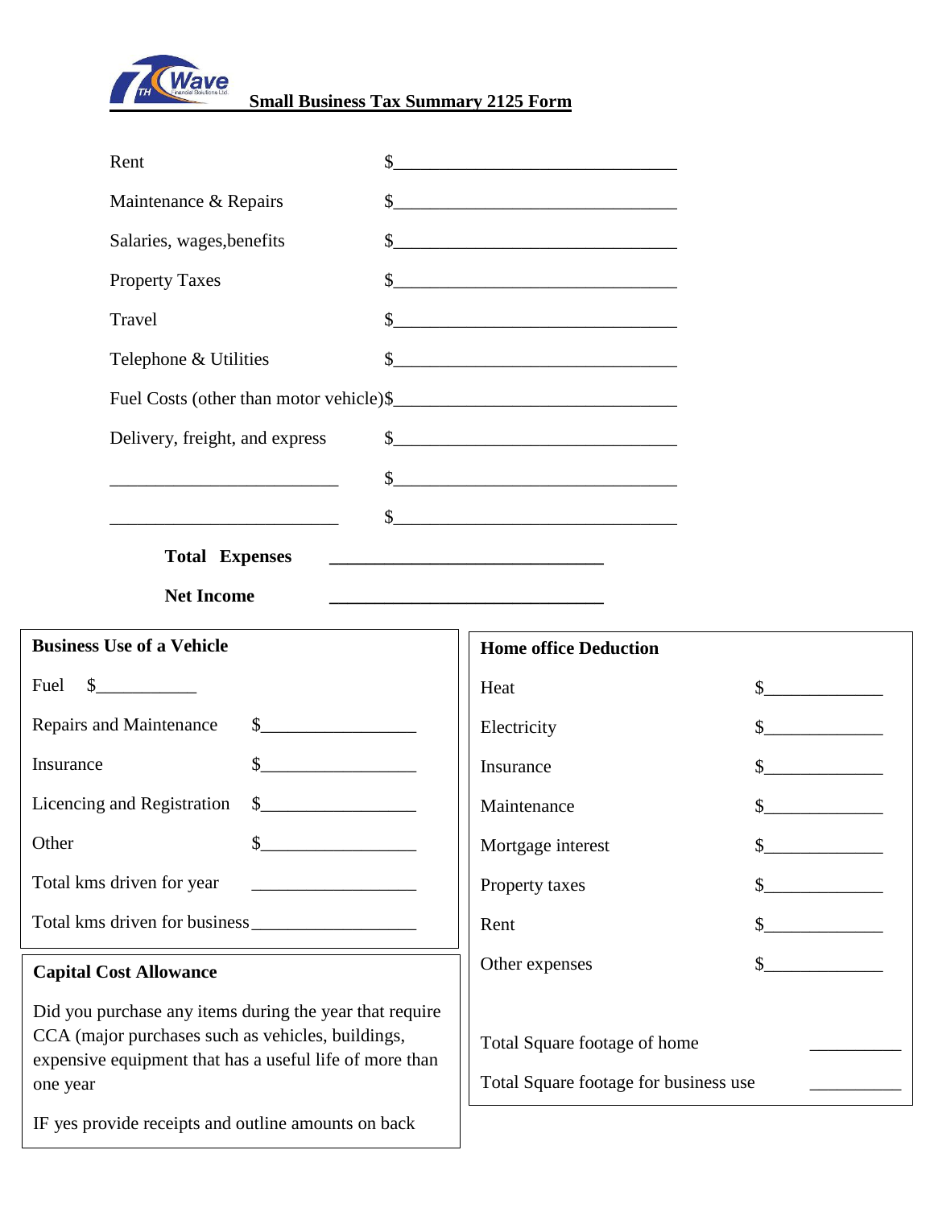## Small Business Tax Summary 2125 Form

Rent $_______________________________

Maintenance & Repairs $_______________________________

Salaries, wages,benefits $_______________________________

Property Taxes $_______________________________

Travel $_______________________________

Telephone & Utilities $_______________________________

Fuel Costs (other than motor vehicle)$_______________________________

Delivery, freight, and express $_______________________________

_________________________ $_______________________________

_________________________ $_______________________________

**Total Expenses** _______________________________

**Net Income** _______________________________

**Business Use of a Vehicle**

Fuel $___________

Repairs and Maintenance $_________________

Insurance $_________________

Licencing and Registration $_________________

Other $_________________

Total kms driven for year _________________

Total kms driven for business _________________

**Capital Cost Allowance**

Did you purchase any items during the year that require CCA (major purchases such as vehicles, buildings, expensive equipment that has a useful life of more than one year

IF yes provide receipts and outline amounts on back

**Home office Deduction**

Heat $_____________

Electricity $_____________

Insurance $_____________

Maintenance $_____________

Mortgage interest $_____________

Property taxes $_____________

Rent $_____________

Other expenses $_____________

Total Square footage of home __________

Total Square footage for business use __________